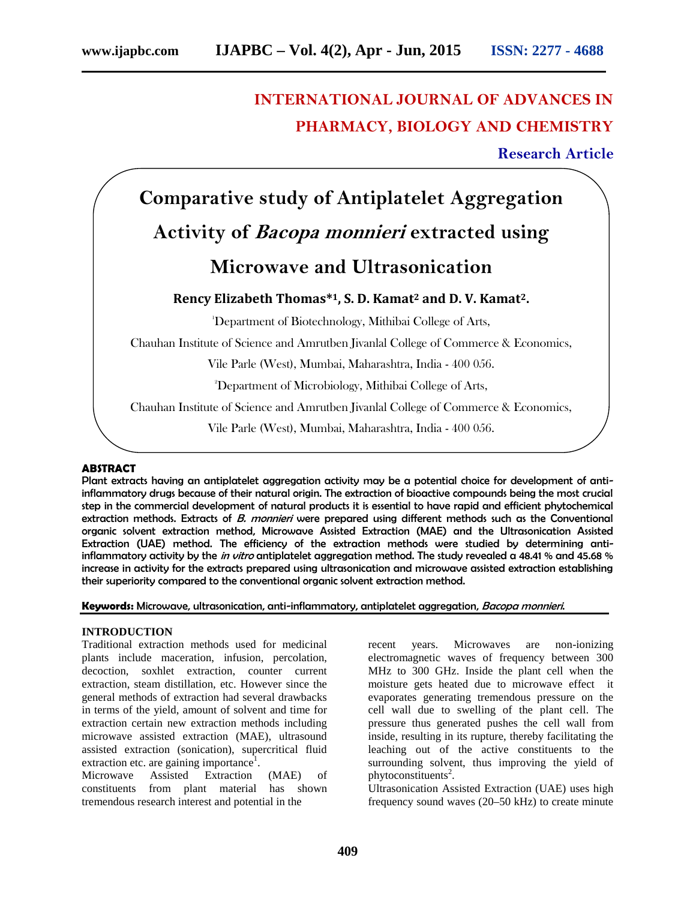# INTERNATIONAL JOURNAL OF ADVANCES IN PHARMACY, BIOLOGY AND CHEMISTRY

**Research Article**

# Comparative study of Antiplatelet Aggregation Activity of *Bacopa monnieri* extracted using Microwave and Ultrasonication

**Rency Elizabeth Thomas*[1], S. D. Kamat[2] and D. V. Kamat[2].**

[1]Department of Biotechnology, Mithibai College of Arts, Chauhan Institute of Science and Amrutben Jivanlal College of Commerce & Economics, Vile Parle (West), Mumbai, Maharashtra, India - 400 056.

[2]Department of Microbiology, Mithibai College of Arts, Chauhan Institute of Science and Amrutben Jivanlal College of Commerce & Economics, Vile Parle (West), Mumbai, Maharashtra, India - 400 056.

## ABSTRACT

Plant extracts having an antiplatelet aggregation activity may be a potential choice for development of anti-inflammatory drugs because of their natural origin. The extraction of bioactive compounds being the most crucial step in the commercial development of natural products it is essential to have rapid and efficient phytochemical extraction methods. Extracts of *B. monnieri* were prepared using different methods such as the Conventional organic solvent extraction method, Microwave Assisted Extraction (MAE) and the Ultrasonication Assisted Extraction (UAE) method. The efficiency of the extraction methods were studied by determining anti-inflammatory activity by the *in vitro* antiplatelet aggregation method. The study revealed a 48.41 % and 45.68 % increase in activity for the extracts prepared using ultrasonication and microwave assisted extraction establishing their superiority compared to the conventional organic solvent extraction method.

**Keywords:** Microwave, ultrasonication, anti-inflammatory, antiplatelet aggregation, *Bacopa monnieri*.

## INTRODUCTION

Traditional extraction methods used for medicinal plants include maceration, infusion, percolation, decoction, soxhlet extraction, counter current extraction, steam distillation, etc. However since the general methods of extraction had several drawbacks in terms of the yield, amount of solvent and time for extraction certain new extraction methods including microwave assisted extraction (MAE), ultrasound assisted extraction (sonication), supercritical fluid extraction etc. are gaining importance[1].

Microwave Assisted Extraction (MAE) of constituents from plant material has shown tremendous research interest and potential in the recent years. Microwaves are non-ionizing electromagnetic waves of frequency between 300 MHz to 300 GHz. Inside the plant cell when the moisture gets heated due to microwave effect it evaporates generating tremendous pressure on the cell wall due to swelling of the plant cell. The pressure thus generated pushes the cell wall from inside, resulting in its rupture, thereby facilitating the leaching out of the active constituents to the surrounding solvent, thus improving the yield of phytoconstituents[2].

Ultrasonication Assisted Extraction (UAE) uses high frequency sound waves (20–50 kHz) to create minute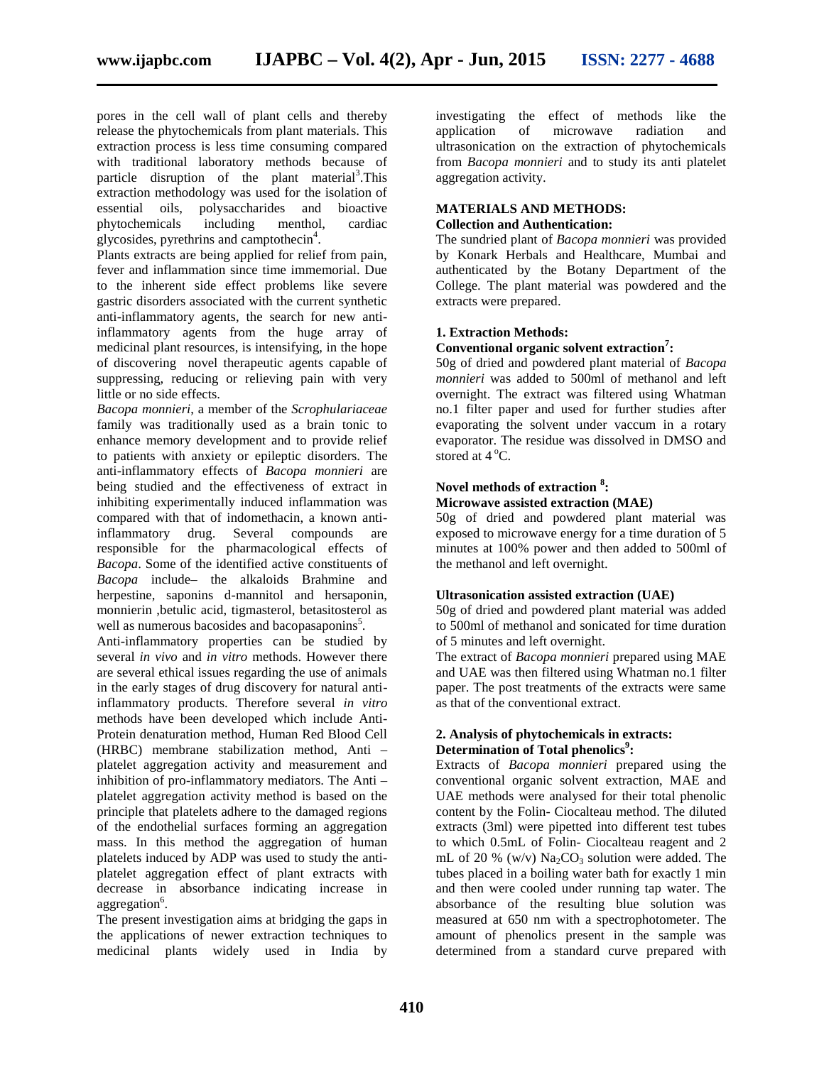pores in the cell wall of plant cells and thereby release the phytochemicals from plant materials. This extraction process is less time consuming compared with traditional laboratory methods because of particle disruption of the plant material[3].This extraction methodology was used for the isolation of essential oils, polysaccharides and bioactive phytochemicals including menthol, cardiac glycosides, pyrethrins and camptothecin[4].

Plants extracts are being applied for relief from pain, fever and inflammation since time immemorial. Due to the inherent side effect problems like severe gastric disorders associated with the current synthetic anti-inflammatory agents, the search for new anti-inflammatory agents from the huge array of medicinal plant resources, is intensifying, in the hope of discovering novel therapeutic agents capable of suppressing, reducing or relieving pain with very little or no side effects.

*Bacopa monnieri*, a member of the *Scrophulariaceae* family was traditionally used as a brain tonic to enhance memory development and to provide relief to patients with anxiety or epileptic disorders. The anti-inflammatory effects of *Bacopa monnieri* are being studied and the effectiveness of extract in inhibiting experimentally induced inflammation was compared with that of indomethacin, a known anti-inflammatory drug. Several compounds are responsible for the pharmacological effects of *Bacopa*. Some of the identified active constituents of *Bacopa* include– the alkaloids Brahmine and herpestine, saponins d-mannitol and hersaponin, monnierin ,betulic acid, tigmasterol, betasitosterol as well as numerous bacosides and bacopasaponins[5].

Anti-inflammatory properties can be studied by several *in vivo* and *in vitro* methods. However there are several ethical issues regarding the use of animals in the early stages of drug discovery for natural anti-inflammatory products. Therefore several *in vitro* methods have been developed which include Anti-Protein denaturation method, Human Red Blood Cell (HRBC) membrane stabilization method, Anti – platelet aggregation activity and measurement and inhibition of pro-inflammatory mediators. The Anti – platelet aggregation activity method is based on the principle that platelets adhere to the damaged regions of the endothelial surfaces forming an aggregation mass. In this method the aggregation of human platelets induced by ADP was used to study the anti-platelet aggregation effect of plant extracts with decrease in absorbance indicating increase in aggregation[6].

The present investigation aims at bridging the gaps in the applications of newer extraction techniques to medicinal plants widely used in India by investigating the effect of methods like the application of microwave radiation and ultrasonication on the extraction of phytochemicals from *Bacopa monnieri* and to study its anti platelet aggregation activity.

## MATERIALS AND METHODS:

### Collection and Authentication:

The sundried plant of *Bacopa monnieri* was provided by Konark Herbals and Healthcare, Mumbai and authenticated by the Botany Department of the College. The plant material was powdered and the extracts were prepared.

### 1. Extraction Methods:

#### Conventional organic solvent extraction[7]:

50g of dried and powdered plant material of *Bacopa monnieri* was added to 500ml of methanol and left overnight. The extract was filtered using Whatman no.1 filter paper and used for further studies after evaporating the solvent under vaccum in a rotary evaporator. The residue was dissolved in DMSO and stored at 4 °C.

#### Novel methods of extraction [8]:

**Microwave assisted extraction (MAE)**

50g of dried and powdered plant material was exposed to microwave energy for a time duration of 5 minutes at 100% power and then added to 500ml of the methanol and left overnight.

**Ultrasonication assisted extraction (UAE)**

50g of dried and powdered plant material was added to 500ml of methanol and sonicated for time duration of 5 minutes and left overnight.

The extract of *Bacopa monnieri* prepared using MAE and UAE was then filtered using Whatman no.1 filter paper. The post treatments of the extracts were same as that of the conventional extract.

### 2. Analysis of phytochemicals in extracts:

#### Determination of Total phenolics[9]:

Extracts of *Bacopa monnieri* prepared using the conventional organic solvent extraction, MAE and UAE methods were analysed for their total phenolic content by the Folin- Ciocalteau method. The diluted extracts (3ml) were pipetted into different test tubes to which 0.5mL of Folin- Ciocalteau reagent and 2 mL of 20 % (w/v) $Na_2CO_3$ solution were added. The tubes placed in a boiling water bath for exactly 1 min and then were cooled under running tap water. The absorbance of the resulting blue solution was measured at 650 nm with a spectrophotometer. The amount of phenolics present in the sample was determined from a standard curve prepared with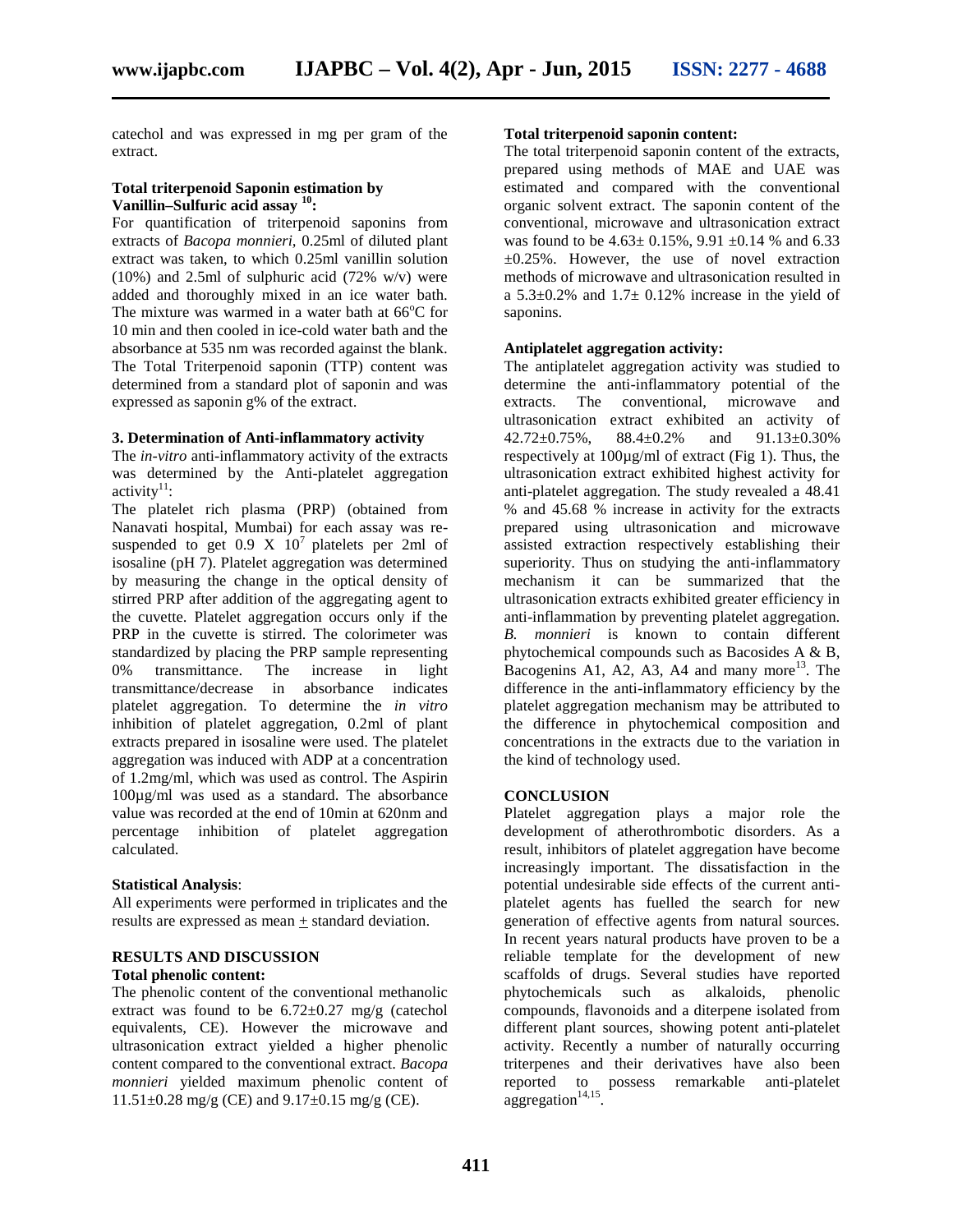catechol and was expressed in mg per gram of the extract.

**Total triterpenoid Saponin estimation by Vanillin–Sulfuric acid assay [10]:**

For quantification of triterpenoid saponins from extracts of *Bacopa monnieri*, 0.25ml of diluted plant extract was taken, to which 0.25ml vanillin solution (10%) and 2.5ml of sulphuric acid (72% w/v) were added and thoroughly mixed in an ice water bath. The mixture was warmed in a water bath at 66°C for 10 min and then cooled in ice-cold water bath and the absorbance at 535 nm was recorded against the blank. The Total Triterpenoid saponin (TTP) content was determined from a standard plot of saponin and was expressed as saponin g% of the extract.

**3. Determination of Anti-inflammatory activity**

The *in-vitro* anti-inflammatory activity of the extracts was determined by the Anti-platelet aggregation activity[11]:

The platelet rich plasma (PRP) (obtained from Nanavati hospital, Mumbai) for each assay was re-suspended to get 0.9 X $10^7$ platelets per 2ml of isosaline (pH 7). Platelet aggregation was determined by measuring the change in the optical density of stirred PRP after addition of the aggregating agent to the cuvette. Platelet aggregation occurs only if the PRP in the cuvette is stirred. The colorimeter was standardized by placing the PRP sample representing 0% transmittance. The increase in light transmittance/decrease in absorbance indicates platelet aggregation. To determine the *in vitro* inhibition of platelet aggregation, 0.2ml of plant extracts prepared in isosaline were used. The platelet aggregation was induced with ADP at a concentration of 1.2mg/ml, which was used as control. The Aspirin 100µg/ml was used as a standard. The absorbance value was recorded at the end of 10min at 620nm and percentage inhibition of platelet aggregation calculated.

**Statistical Analysis**:

All experiments were performed in triplicates and the results are expressed as mean ± standard deviation.

## RESULTS AND DISCUSSION

**Total phenolic content:**

The phenolic content of the conventional methanolic extract was found to be 6.72±0.27 mg/g (catechol equivalents, CE). However the microwave and ultrasonication extract yielded a higher phenolic content compared to the conventional extract. *Bacopa monnieri* yielded maximum phenolic content of 11.51±0.28 mg/g (CE) and 9.17±0.15 mg/g (CE).

**Total triterpenoid saponin content:**

The total triterpenoid saponin content of the extracts, prepared using methods of MAE and UAE was estimated and compared with the conventional organic solvent extract. The saponin content of the conventional, microwave and ultrasonication extract was found to be 4.63± 0.15%, 9.91 ±0.14 % and 6.33 ±0.25%. However, the use of novel extraction methods of microwave and ultrasonication resulted in a 5.3±0.2% and 1.7± 0.12% increase in the yield of saponins.

**Antiplatelet aggregation activity:**

The antiplatelet aggregation activity was studied to determine the anti-inflammatory potential of the extracts. The conventional, microwave and ultrasonication extract exhibited an activity of 42.72±0.75%, 88.4±0.2% and 91.13±0.30% respectively at 100µg/ml of extract (Fig 1). Thus, the ultrasonication extract exhibited highest activity for anti-platelet aggregation. The study revealed a 48.41 % and 45.68 % increase in activity for the extracts prepared using ultrasonication and microwave assisted extraction respectively establishing their superiority. Thus on studying the anti-inflammatory mechanism it can be summarized that the ultrasonication extracts exhibited greater efficiency in anti-inflammation by preventing platelet aggregation. *B. monnieri* is known to contain different phytochemical compounds such as Bacosides A & B, Bacogenins A1, A2, A3, A4 and many more[13]. The difference in the anti-inflammatory efficiency by the platelet aggregation mechanism may be attributed to the difference in phytochemical composition and concentrations in the extracts due to the variation in the kind of technology used.

## CONCLUSION

Platelet aggregation plays a major role the development of atherothrombotic disorders. As a result, inhibitors of platelet aggregation have become increasingly important. The dissatisfaction in the potential undesirable side effects of the current anti-platelet agents has fuelled the search for new generation of effective agents from natural sources. In recent years natural products have proven to be a reliable template for the development of new scaffolds of drugs. Several studies have reported phytochemicals such as alkaloids, phenolic compounds, flavonoids and a diterpene isolated from different plant sources, showing potent anti-platelet activity. Recently a number of naturally occurring triterpenes and their derivatives have also been reported to possess remarkable anti-platelet aggregation[14,15].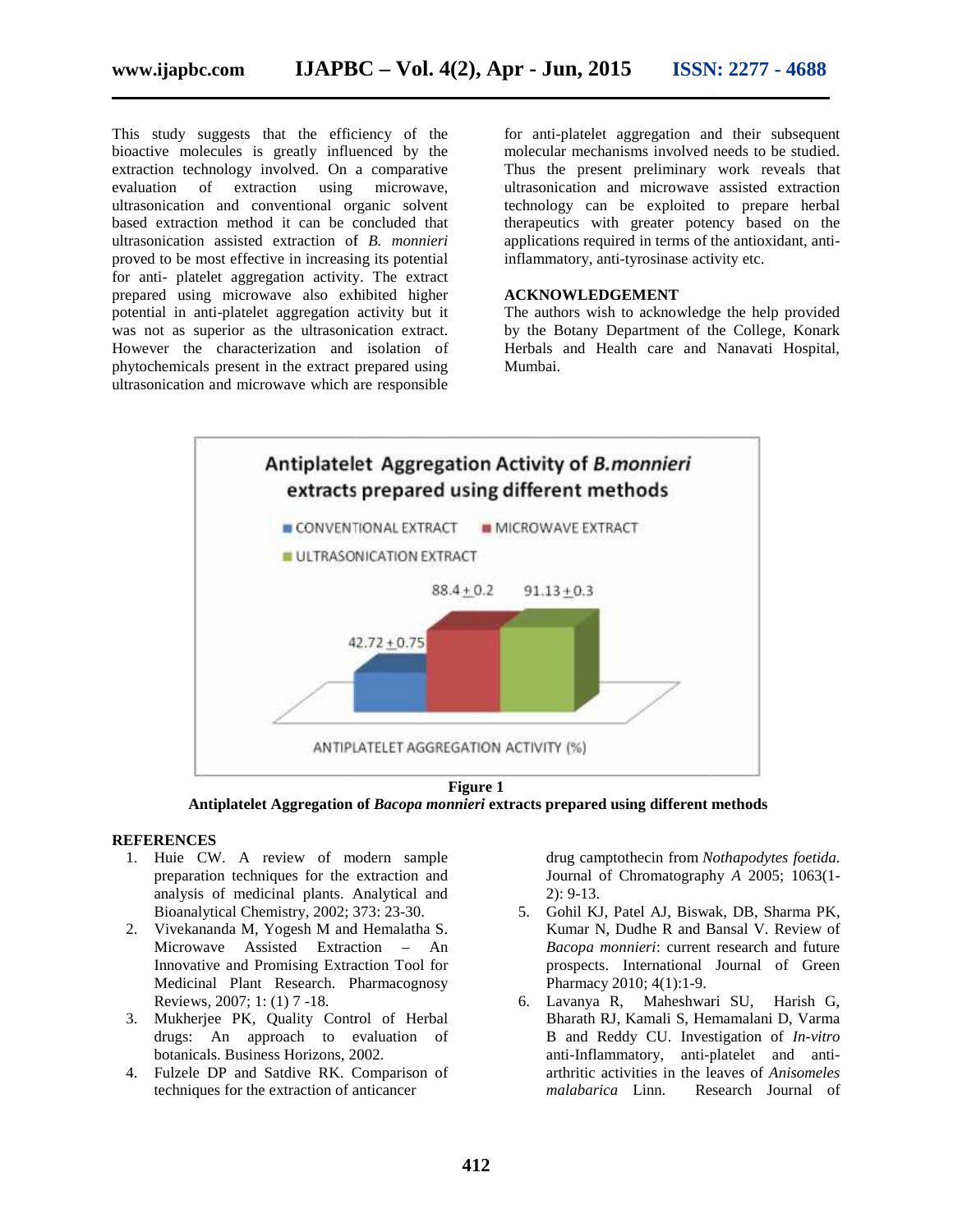This study suggests that the efficiency of the bioactive molecules is greatly influenced by the extraction technology involved. On a comparative evaluation of extraction using microwave, ultrasonication and conventional organic solvent based extraction method it can be concluded that ultrasonication assisted extraction of *B. monnieri* proved to be most effective in increasing its potential for anti- platelet aggregation activity. The extract prepared using microwave also exhibited higher potential in anti-platelet aggregation activity but it was not as superior as the ultrasonication extract. However the characterization and isolation of phytochemicals present in the extract prepared using ultrasonication and microwave which are responsible for anti-platelet aggregation and their subsequent molecular mechanisms involved needs to be studied. Thus the present preliminary work reveals that ultrasonication and microwave assisted extraction technology can be exploited to prepare herbal therapeutics with greater potency based on the applications required in terms of the antioxidant, anti-inflammatory, anti-tyrosinase activity etc.

## ACKNOWLEDGEMENT

The authors wish to acknowledge the help provided by the Botany Department of the College, Konark Herbals and Health care and Nanavati Hospital, Mumbai.

**Antiplatelet Aggregation Activity of *B.monnieri* extracts prepared using different methods**

| | ANTIPLATELET AGGREGATION ACTIVITY (%) |
|---|---|
| CONVENTIONAL EXTRACT | 42.72 ± 0.75 |
| MICROWAVE EXTRACT | 88.4 ± 0.2 |
| ULTRASONICATION EXTRACT | 91.13 ± 0.3 |

**Figure 1**
**Antiplatelet Aggregation of *Bacopa monnieri* extracts prepared using different methods**

## REFERENCES

1. Huie CW. A review of modern sample preparation techniques for the extraction and analysis of medicinal plants. Analytical and Bioanalytical Chemistry, 2002; 373: 23-30.
2. Vivekananda M, Yogesh M and Hemalatha S. Microwave Assisted Extraction – An Innovative and Promising Extraction Tool for Medicinal Plant Research. Pharmacognosy Reviews, 2007; 1: (1) 7 -18.
3. Mukherjee PK, Quality Control of Herbal drugs: An approach to evaluation of botanicals. Business Horizons, 2002.
4. Fulzele DP and Satdive RK. Comparison of techniques for the extraction of anticancer drug camptothecin from *Nothapodytes foetida.* Journal of Chromatography *A* 2005; 1063(1-2): 9-13.
5. Gohil KJ, Patel AJ, Biswak, DB, Sharma PK, Kumar N, Dudhe R and Bansal V. Review of *Bacopa monnieri*: current research and future prospects. International Journal of Green Pharmacy 2010; 4(1):1-9.
6. Lavanya R, Maheshwari SU, Harish G, Bharath RJ, Kamali S, Hemamalani D, Varma B and Reddy CU. Investigation of *In-vitro* anti-Inflammatory, anti-platelet and anti-arthritic activities in the leaves of *Anisomeles malabarica* Linn. Research Journal of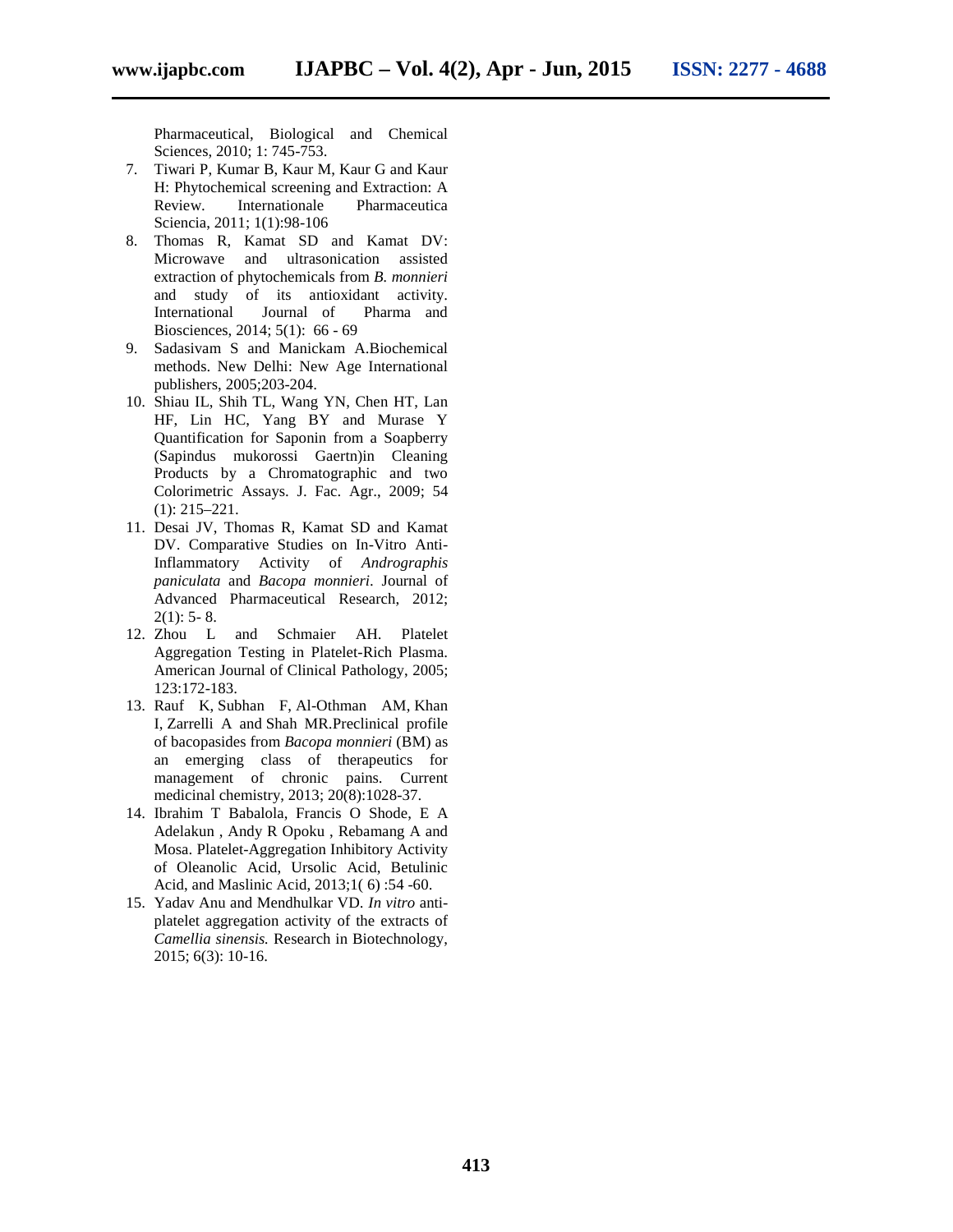Pharmaceutical, Biological and Chemical Sciences, 2010; 1: 745-753.

7. Tiwari P, Kumar B, Kaur M, Kaur G and Kaur H: Phytochemical screening and Extraction: A Review. Internationale Pharmaceutica Sciencia, 2011; 1(1):98-106
8. Thomas R, Kamat SD and Kamat DV: Microwave and ultrasonication assisted extraction of phytochemicals from *B. monnieri* and study of its antioxidant activity. International Journal of Pharma and Biosciences, 2014; 5(1): 66 - 69
9. Sadasivam S and Manickam A.Biochemical methods. New Delhi: New Age International publishers, 2005;203-204.
10. Shiau IL, Shih TL, Wang YN, Chen HT, Lan HF, Lin HC, Yang BY and Murase Y Quantification for Saponin from a Soapberry (Sapindus mukorossi Gaertn)in Cleaning Products by a Chromatographic and two Colorimetric Assays. J. Fac. Agr., 2009; 54 (1): 215–221.
11. Desai JV, Thomas R, Kamat SD and Kamat DV. Comparative Studies on In-Vitro Anti-Inflammatory Activity of *Andrographis paniculata* and *Bacopa monnieri*. Journal of Advanced Pharmaceutical Research, 2012; 2(1): 5- 8.
12. Zhou L and Schmaier AH. Platelet Aggregation Testing in Platelet-Rich Plasma. American Journal of Clinical Pathology, 2005; 123:172-183.
13. Rauf K, Subhan F, Al-Othman AM, Khan I, Zarrelli A and Shah MR.Preclinical profile of bacopasides from *Bacopa monnieri* (BM) as an emerging class of therapeutics for management of chronic pains. Current medicinal chemistry, 2013; 20(8):1028-37.
14. Ibrahim T Babalola, Francis O Shode, E A Adelakun , Andy R Opoku , Rebamang A and Mosa. Platelet-Aggregation Inhibitory Activity of Oleanolic Acid, Ursolic Acid, Betulinic Acid, and Maslinic Acid, 2013;1( 6) :54 -60.
15. Yadav Anu and Mendhulkar VD. *In vitro* anti-platelet aggregation activity of the extracts of *Camellia sinensis.* Research in Biotechnology, 2015; 6(3): 10-16.